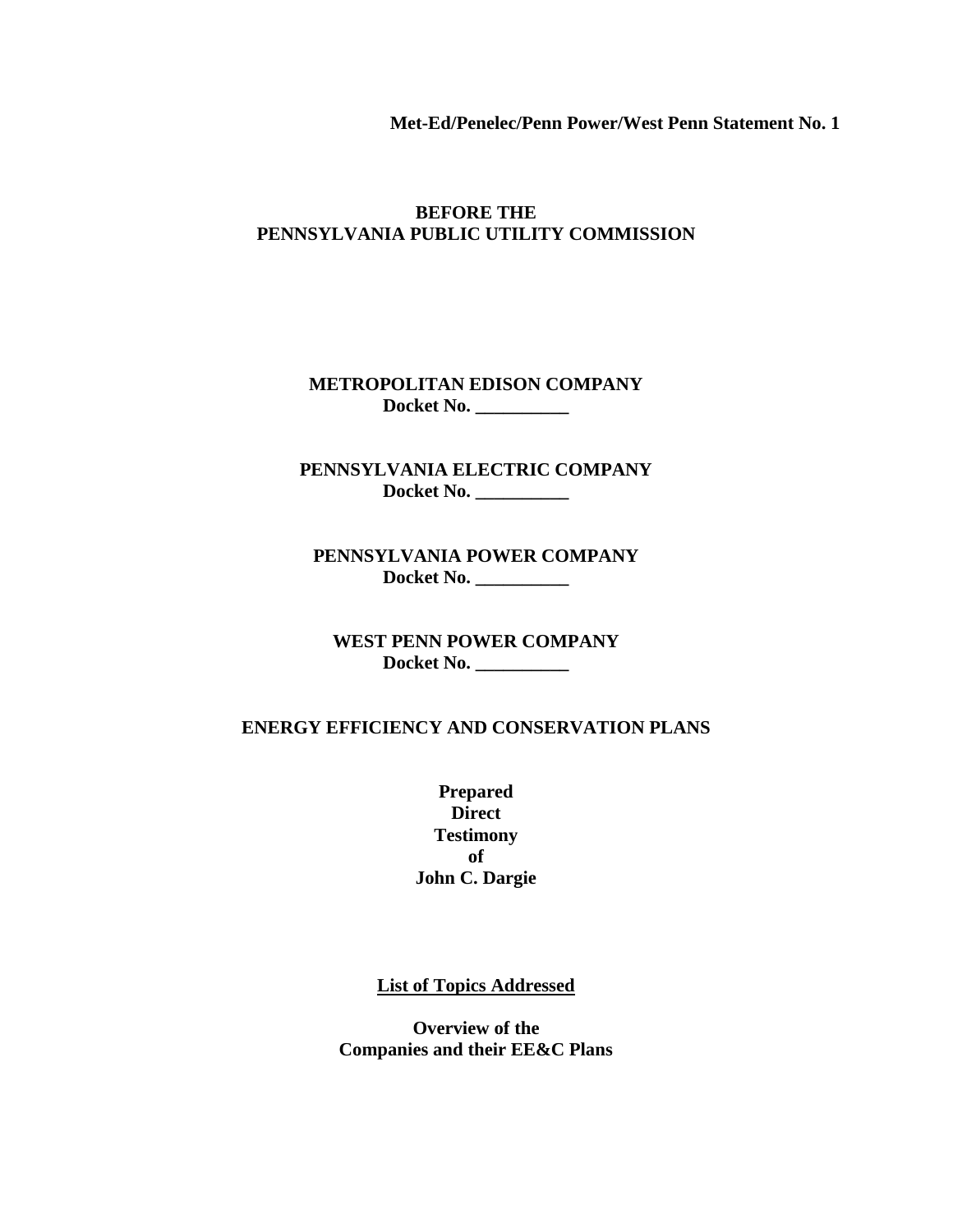**Met-Ed/Penelec/Penn Power/West Penn Statement No. 1**

**BEFORE THE**
**PENNSYLVANIA PUBLIC UTILITY COMMISSION**

**METROPOLITAN EDISON COMPANY**
**Docket No. __________**

**PENNSYLVANIA ELECTRIC COMPANY**
**Docket No. __________**

**PENNSYLVANIA POWER COMPANY**
**Docket No. __________**

**WEST PENN POWER COMPANY**
**Docket No. __________**

**ENERGY EFFICIENCY AND CONSERVATION PLANS**

**Prepared**
**Direct**
**Testimony**
**of**
**John C. Dargie**

**List of Topics Addressed**

**Overview of the**
**Companies and their EE&C Plans**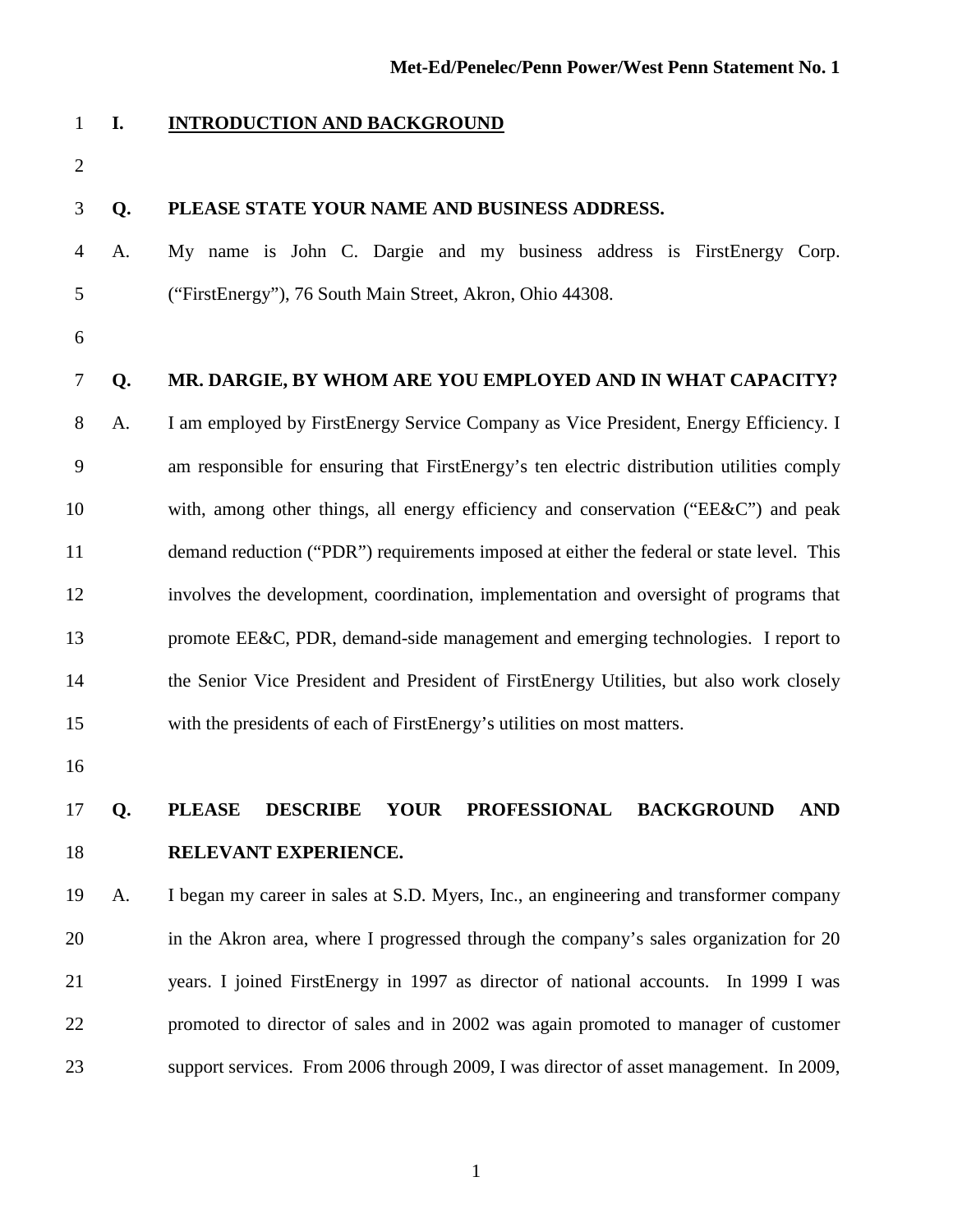## I. INTRODUCTION AND BACKGROUND

**Q. PLEASE STATE YOUR NAME AND BUSINESS ADDRESS.**

A. My name is John C. Dargie and my business address is FirstEnergy Corp. ("FirstEnergy"), 76 South Main Street, Akron, Ohio 44308.

**Q. MR. DARGIE, BY WHOM ARE YOU EMPLOYED AND IN WHAT CAPACITY?**

A. I am employed by FirstEnergy Service Company as Vice President, Energy Efficiency. I am responsible for ensuring that FirstEnergy's ten electric distribution utilities comply with, among other things, all energy efficiency and conservation ("EE&C") and peak demand reduction ("PDR") requirements imposed at either the federal or state level. This involves the development, coordination, implementation and oversight of programs that promote EE&C, PDR, demand-side management and emerging technologies. I report to the Senior Vice President and President of FirstEnergy Utilities, but also work closely with the presidents of each of FirstEnergy's utilities on most matters.

**Q. PLEASE DESCRIBE YOUR PROFESSIONAL BACKGROUND AND RELEVANT EXPERIENCE.**

A. I began my career in sales at S.D. Myers, Inc., an engineering and transformer company in the Akron area, where I progressed through the company's sales organization for 20 years. I joined FirstEnergy in 1997 as director of national accounts. In 1999 I was promoted to director of sales and in 2002 was again promoted to manager of customer support services. From 2006 through 2009, I was director of asset management. In 2009,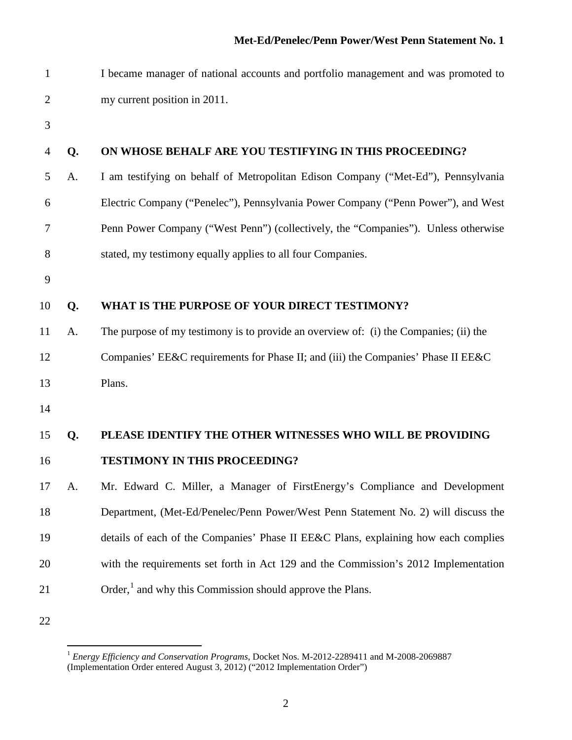I became manager of national accounts and portfolio management and was promoted to my current position in 2011.

**Q. ON WHOSE BEHALF ARE YOU TESTIFYING IN THIS PROCEEDING?**

A. I am testifying on behalf of Metropolitan Edison Company ("Met-Ed"), Pennsylvania Electric Company ("Penelec"), Pennsylvania Power Company ("Penn Power"), and West Penn Power Company ("West Penn") (collectively, the "Companies"). Unless otherwise stated, my testimony equally applies to all four Companies.

**Q. WHAT IS THE PURPOSE OF YOUR DIRECT TESTIMONY?**

A. The purpose of my testimony is to provide an overview of: (i) the Companies; (ii) the Companies' EE&C requirements for Phase II; and (iii) the Companies' Phase II EE&C Plans.

**Q. PLEASE IDENTIFY THE OTHER WITNESSES WHO WILL BE PROVIDING TESTIMONY IN THIS PROCEEDING?**

A. Mr. Edward C. Miller, a Manager of FirstEnergy's Compliance and Development Department, (Met-Ed/Penelec/Penn Power/West Penn Statement No. 2) will discuss the details of each of the Companies' Phase II EE&C Plans, explaining how each complies with the requirements set forth in Act 129 and the Commission's 2012 Implementation Order,[1] and why this Commission should approve the Plans.

---

[1] *Energy Efficiency and Conservation Programs*, Docket Nos. M-2012-2289411 and M-2008-2069887 (Implementation Order entered August 3, 2012) ("2012 Implementation Order")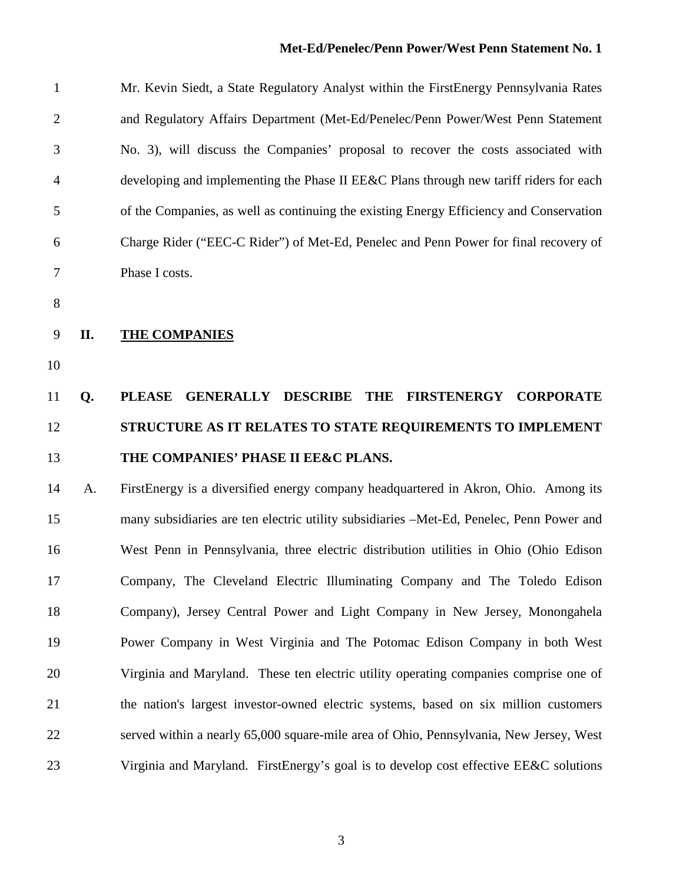Mr. Kevin Siedt, a State Regulatory Analyst within the FirstEnergy Pennsylvania Rates and Regulatory Affairs Department (Met-Ed/Penelec/Penn Power/West Penn Statement No. 3), will discuss the Companies' proposal to recover the costs associated with developing and implementing the Phase II EE&C Plans through new tariff riders for each of the Companies, as well as continuing the existing Energy Efficiency and Conservation Charge Rider ("EEC-C Rider") of Met-Ed, Penelec and Penn Power for final recovery of Phase I costs.

## II. THE COMPANIES

**Q. PLEASE GENERALLY DESCRIBE THE FIRSTENERGY CORPORATE STRUCTURE AS IT RELATES TO STATE REQUIREMENTS TO IMPLEMENT THE COMPANIES' PHASE II EE&C PLANS.**

A. FirstEnergy is a diversified energy company headquartered in Akron, Ohio. Among its many subsidiaries are ten electric utility subsidiaries –Met-Ed, Penelec, Penn Power and West Penn in Pennsylvania, three electric distribution utilities in Ohio (Ohio Edison Company, The Cleveland Electric Illuminating Company and The Toledo Edison Company), Jersey Central Power and Light Company in New Jersey, Monongahela Power Company in West Virginia and The Potomac Edison Company in both West Virginia and Maryland. These ten electric utility operating companies comprise one of the nation's largest investor-owned electric systems, based on six million customers served within a nearly 65,000 square-mile area of Ohio, Pennsylvania, New Jersey, West Virginia and Maryland. FirstEnergy's goal is to develop cost effective EE&C solutions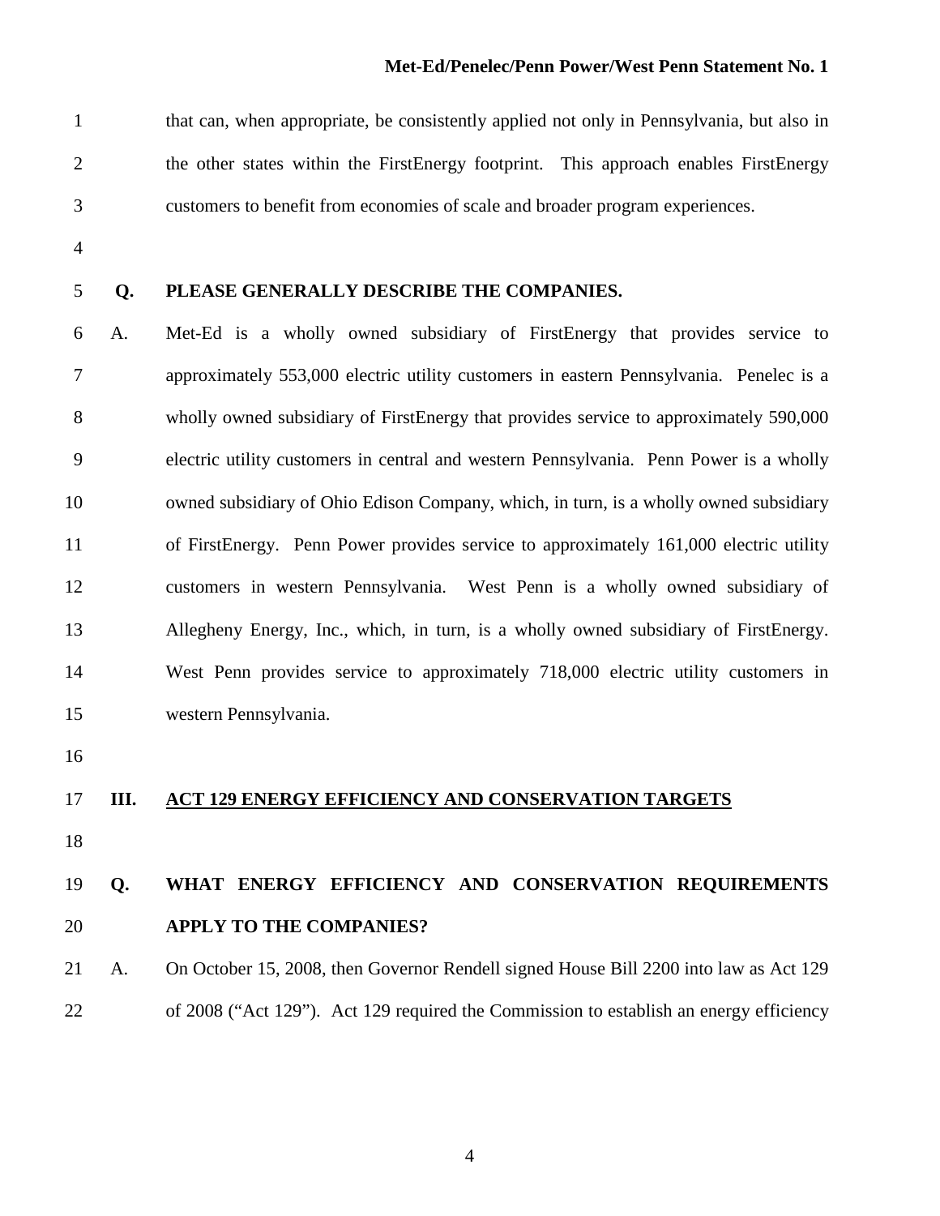that can, when appropriate, be consistently applied not only in Pennsylvania, but also in the other states within the FirstEnergy footprint. This approach enables FirstEnergy customers to benefit from economies of scale and broader program experiences.

**Q. PLEASE GENERALLY DESCRIBE THE COMPANIES.**

A. Met-Ed is a wholly owned subsidiary of FirstEnergy that provides service to approximately 553,000 electric utility customers in eastern Pennsylvania. Penelec is a wholly owned subsidiary of FirstEnergy that provides service to approximately 590,000 electric utility customers in central and western Pennsylvania. Penn Power is a wholly owned subsidiary of Ohio Edison Company, which, in turn, is a wholly owned subsidiary of FirstEnergy. Penn Power provides service to approximately 161,000 electric utility customers in western Pennsylvania. West Penn is a wholly owned subsidiary of Allegheny Energy, Inc., which, in turn, is a wholly owned subsidiary of FirstEnergy. West Penn provides service to approximately 718,000 electric utility customers in western Pennsylvania.

## III. ACT 129 ENERGY EFFICIENCY AND CONSERVATION TARGETS

**Q. WHAT ENERGY EFFICIENCY AND CONSERVATION REQUIREMENTS APPLY TO THE COMPANIES?**

A. On October 15, 2008, then Governor Rendell signed House Bill 2200 into law as Act 129 of 2008 ("Act 129"). Act 129 required the Commission to establish an energy efficiency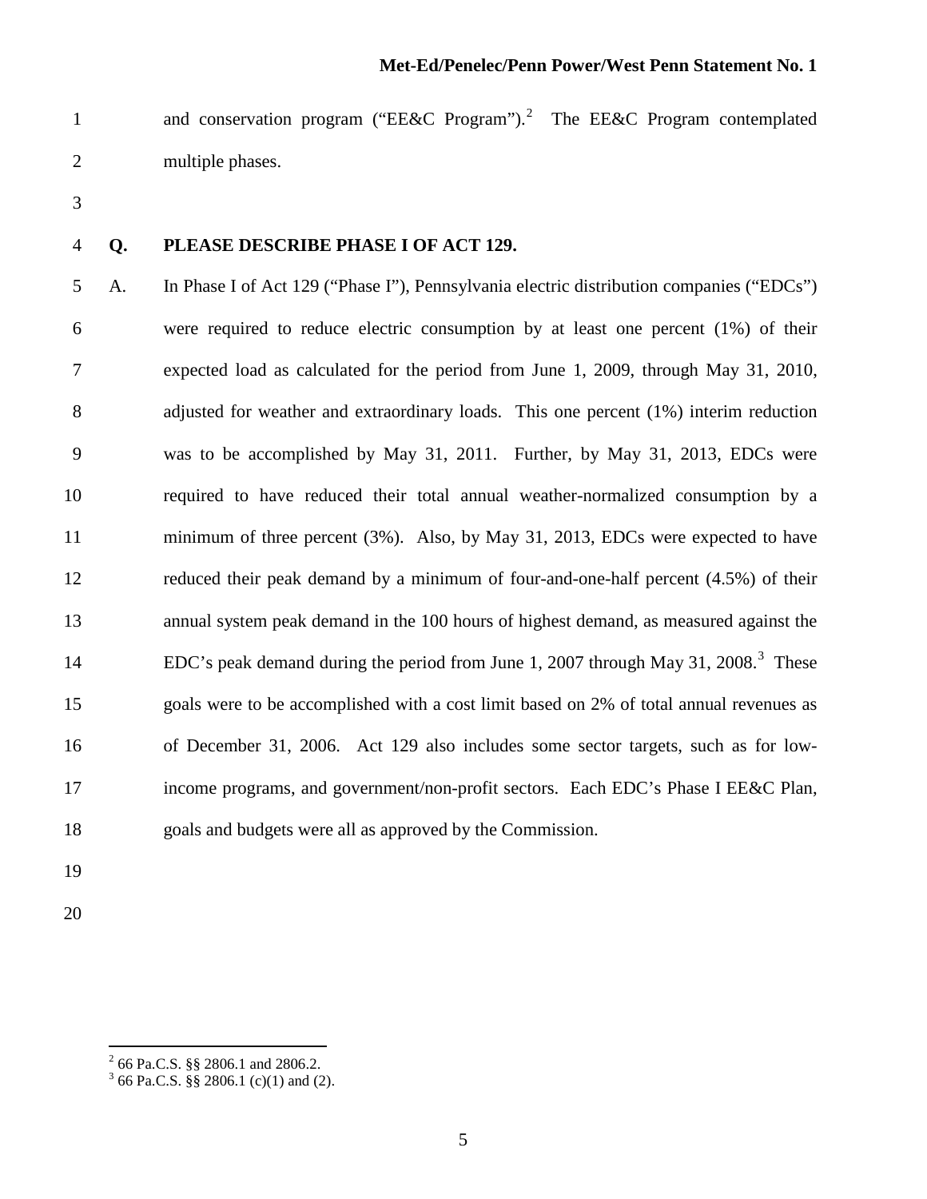and conservation program ("EE&C Program").[2] The EE&C Program contemplated multiple phases.

**Q. PLEASE DESCRIBE PHASE I OF ACT 129.**

A. In Phase I of Act 129 ("Phase I"), Pennsylvania electric distribution companies ("EDCs") were required to reduce electric consumption by at least one percent (1%) of their expected load as calculated for the period from June 1, 2009, through May 31, 2010, adjusted for weather and extraordinary loads. This one percent (1%) interim reduction was to be accomplished by May 31, 2011. Further, by May 31, 2013, EDCs were required to have reduced their total annual weather-normalized consumption by a minimum of three percent (3%). Also, by May 31, 2013, EDCs were expected to have reduced their peak demand by a minimum of four-and-one-half percent (4.5%) of their annual system peak demand in the 100 hours of highest demand, as measured against the EDC's peak demand during the period from June 1, 2007 through May 31, 2008.[3] These goals were to be accomplished with a cost limit based on 2% of total annual revenues as of December 31, 2006. Act 129 also includes some sector targets, such as for low-income programs, and government/non-profit sectors. Each EDC's Phase I EE&C Plan, goals and budgets were all as approved by the Commission.

---

[2] 66 Pa.C.S. §§ 2806.1 and 2806.2.

[3] 66 Pa.C.S. §§ 2806.1 (c)(1) and (2).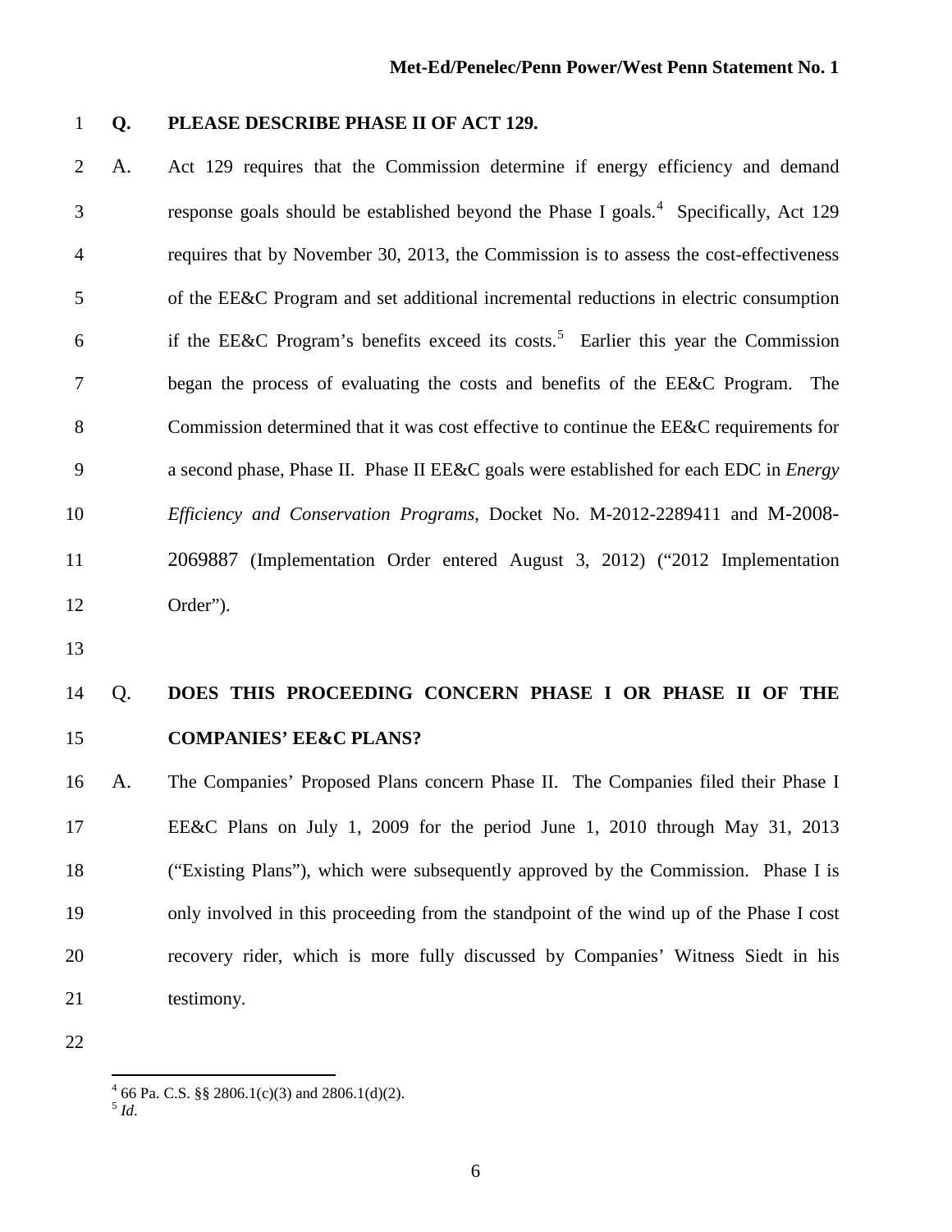**Q. PLEASE DESCRIBE PHASE II OF ACT 129.**

A. Act 129 requires that the Commission determine if energy efficiency and demand response goals should be established beyond the Phase I goals.[4] Specifically, Act 129 requires that by November 30, 2013, the Commission is to assess the cost-effectiveness of the EE&C Program and set additional incremental reductions in electric consumption if the EE&C Program's benefits exceed its costs.[5] Earlier this year the Commission began the process of evaluating the costs and benefits of the EE&C Program. The Commission determined that it was cost effective to continue the EE&C requirements for a second phase, Phase II. Phase II EE&C goals were established for each EDC in *Energy Efficiency and Conservation Programs*, Docket No. M-2012-2289411 and M-2008-2069887 (Implementation Order entered August 3, 2012) ("2012 Implementation Order").

Q. **DOES THIS PROCEEDING CONCERN PHASE I OR PHASE II OF THE COMPANIES' EE&C PLANS?**

A. The Companies' Proposed Plans concern Phase II. The Companies filed their Phase I EE&C Plans on July 1, 2009 for the period June 1, 2010 through May 31, 2013 ("Existing Plans"), which were subsequently approved by the Commission. Phase I is only involved in this proceeding from the standpoint of the wind up of the Phase I cost recovery rider, which is more fully discussed by Companies' Witness Siedt in his testimony.

[4] 66 Pa. C.S. §§ 2806.1(c)(3) and 2806.1(d)(2).

[5] *Id*.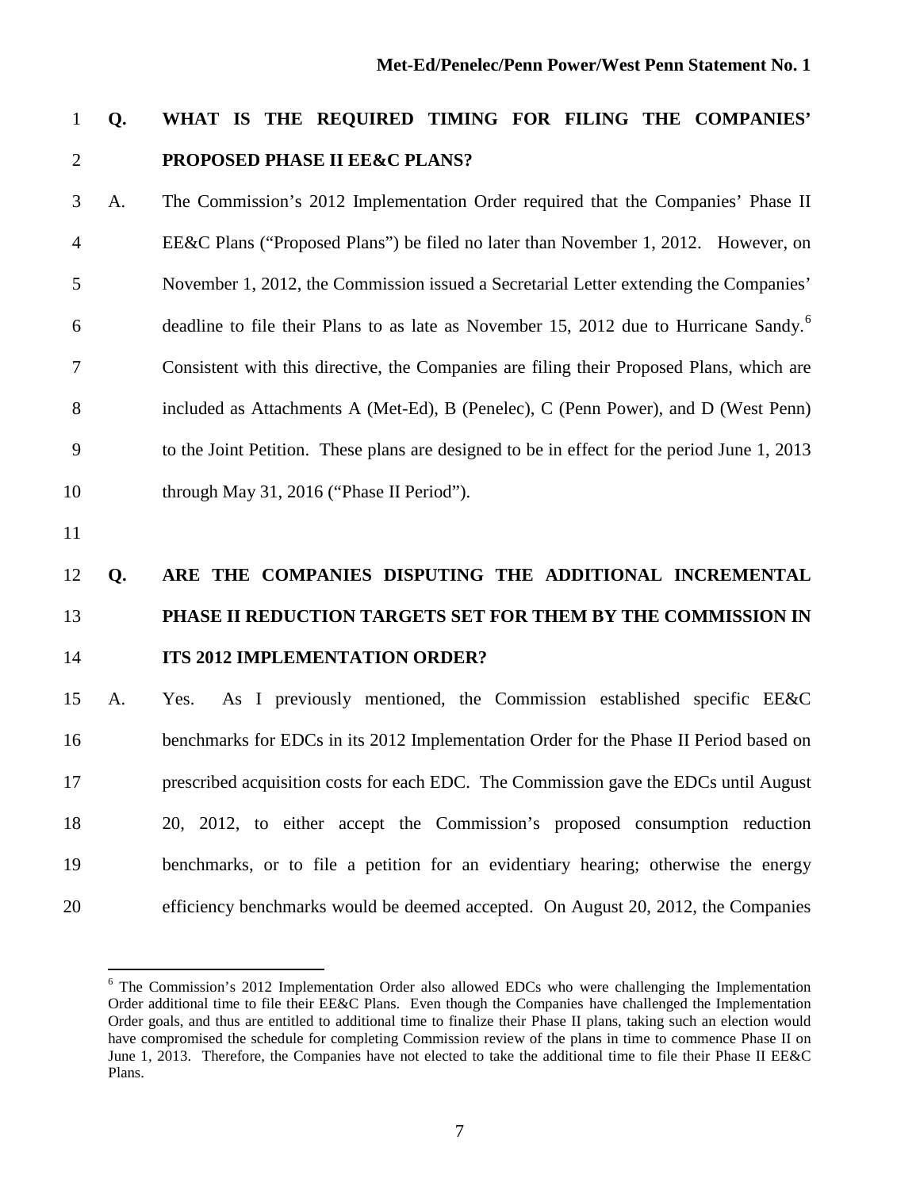**Q. WHAT IS THE REQUIRED TIMING FOR FILING THE COMPANIES' PROPOSED PHASE II EE&C PLANS?**

A. The Commission's 2012 Implementation Order required that the Companies' Phase II EE&C Plans ("Proposed Plans") be filed no later than November 1, 2012. However, on November 1, 2012, the Commission issued a Secretarial Letter extending the Companies' deadline to file their Plans to as late as November 15, 2012 due to Hurricane Sandy.[6] Consistent with this directive, the Companies are filing their Proposed Plans, which are included as Attachments A (Met-Ed), B (Penelec), C (Penn Power), and D (West Penn) to the Joint Petition. These plans are designed to be in effect for the period June 1, 2013 through May 31, 2016 ("Phase II Period").

**Q. ARE THE COMPANIES DISPUTING THE ADDITIONAL INCREMENTAL PHASE II REDUCTION TARGETS SET FOR THEM BY THE COMMISSION IN ITS 2012 IMPLEMENTATION ORDER?**

A. Yes. As I previously mentioned, the Commission established specific EE&C benchmarks for EDCs in its 2012 Implementation Order for the Phase II Period based on prescribed acquisition costs for each EDC. The Commission gave the EDCs until August 20, 2012, to either accept the Commission's proposed consumption reduction benchmarks, or to file a petition for an evidentiary hearing; otherwise the energy efficiency benchmarks would be deemed accepted. On August 20, 2012, the Companies

[6] The Commission's 2012 Implementation Order also allowed EDCs who were challenging the Implementation Order additional time to file their EE&C Plans. Even though the Companies have challenged the Implementation Order goals, and thus are entitled to additional time to finalize their Phase II plans, taking such an election would have compromised the schedule for completing Commission review of the plans in time to commence Phase II on June 1, 2013. Therefore, the Companies have not elected to take the additional time to file their Phase II EE&C Plans.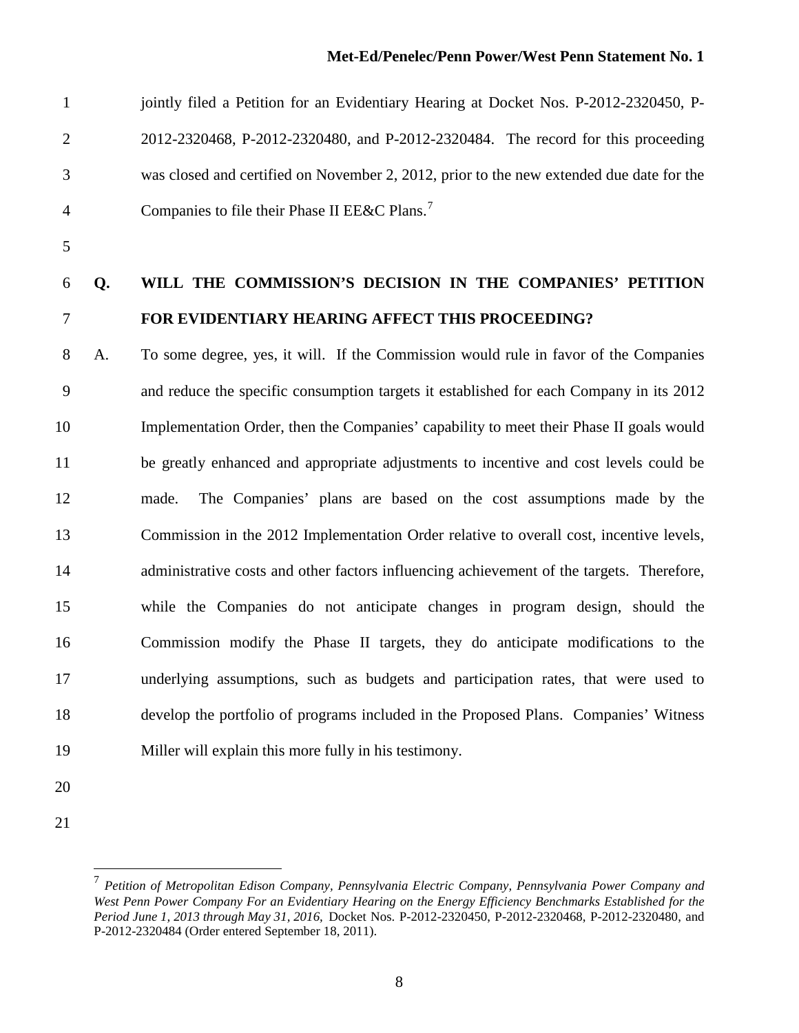jointly filed a Petition for an Evidentiary Hearing at Docket Nos. P-2012-2320450, P-2012-2320468, P-2012-2320480, and P-2012-2320484. The record for this proceeding was closed and certified on November 2, 2012, prior to the new extended due date for the Companies to file their Phase II EE&C Plans.[7]

**Q. WILL THE COMMISSION'S DECISION IN THE COMPANIES' PETITION FOR EVIDENTIARY HEARING AFFECT THIS PROCEEDING?**

A. To some degree, yes, it will. If the Commission would rule in favor of the Companies and reduce the specific consumption targets it established for each Company in its 2012 Implementation Order, then the Companies' capability to meet their Phase II goals would be greatly enhanced and appropriate adjustments to incentive and cost levels could be made. The Companies' plans are based on the cost assumptions made by the Commission in the 2012 Implementation Order relative to overall cost, incentive levels, administrative costs and other factors influencing achievement of the targets. Therefore, while the Companies do not anticipate changes in program design, should the Commission modify the Phase II targets, they do anticipate modifications to the underlying assumptions, such as budgets and participation rates, that were used to develop the portfolio of programs included in the Proposed Plans. Companies' Witness Miller will explain this more fully in his testimony.

[7] *Petition of Metropolitan Edison Company, Pennsylvania Electric Company, Pennsylvania Power Company and West Penn Power Company For an Evidentiary Hearing on the Energy Efficiency Benchmarks Established for the Period June 1, 2013 through May 31, 2016,* Docket Nos. P-2012-2320450, P-2012-2320468, P-2012-2320480, and P-2012-2320484 (Order entered September 18, 2011).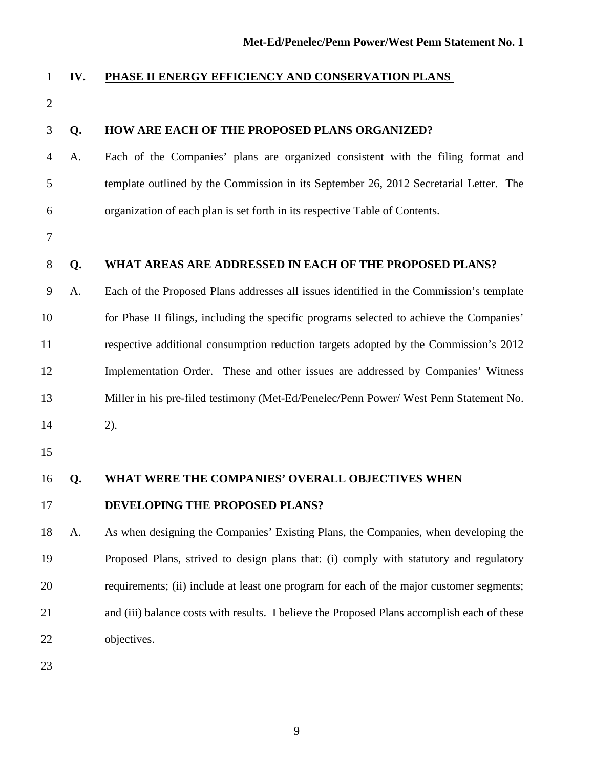## IV. PHASE II ENERGY EFFICIENCY AND CONSERVATION PLANS

**Q. HOW ARE EACH OF THE PROPOSED PLANS ORGANIZED?**

A. Each of the Companies' plans are organized consistent with the filing format and template outlined by the Commission in its September 26, 2012 Secretarial Letter. The organization of each plan is set forth in its respective Table of Contents.

**Q. WHAT AREAS ARE ADDRESSED IN EACH OF THE PROPOSED PLANS?**

A. Each of the Proposed Plans addresses all issues identified in the Commission's template for Phase II filings, including the specific programs selected to achieve the Companies' respective additional consumption reduction targets adopted by the Commission's 2012 Implementation Order. These and other issues are addressed by Companies' Witness Miller in his pre-filed testimony (Met-Ed/Penelec/Penn Power/ West Penn Statement No. 2).

**Q. WHAT WERE THE COMPANIES' OVERALL OBJECTIVES WHEN DEVELOPING THE PROPOSED PLANS?**

A. As when designing the Companies' Existing Plans, the Companies, when developing the Proposed Plans, strived to design plans that: (i) comply with statutory and regulatory requirements; (ii) include at least one program for each of the major customer segments; and (iii) balance costs with results. I believe the Proposed Plans accomplish each of these objectives.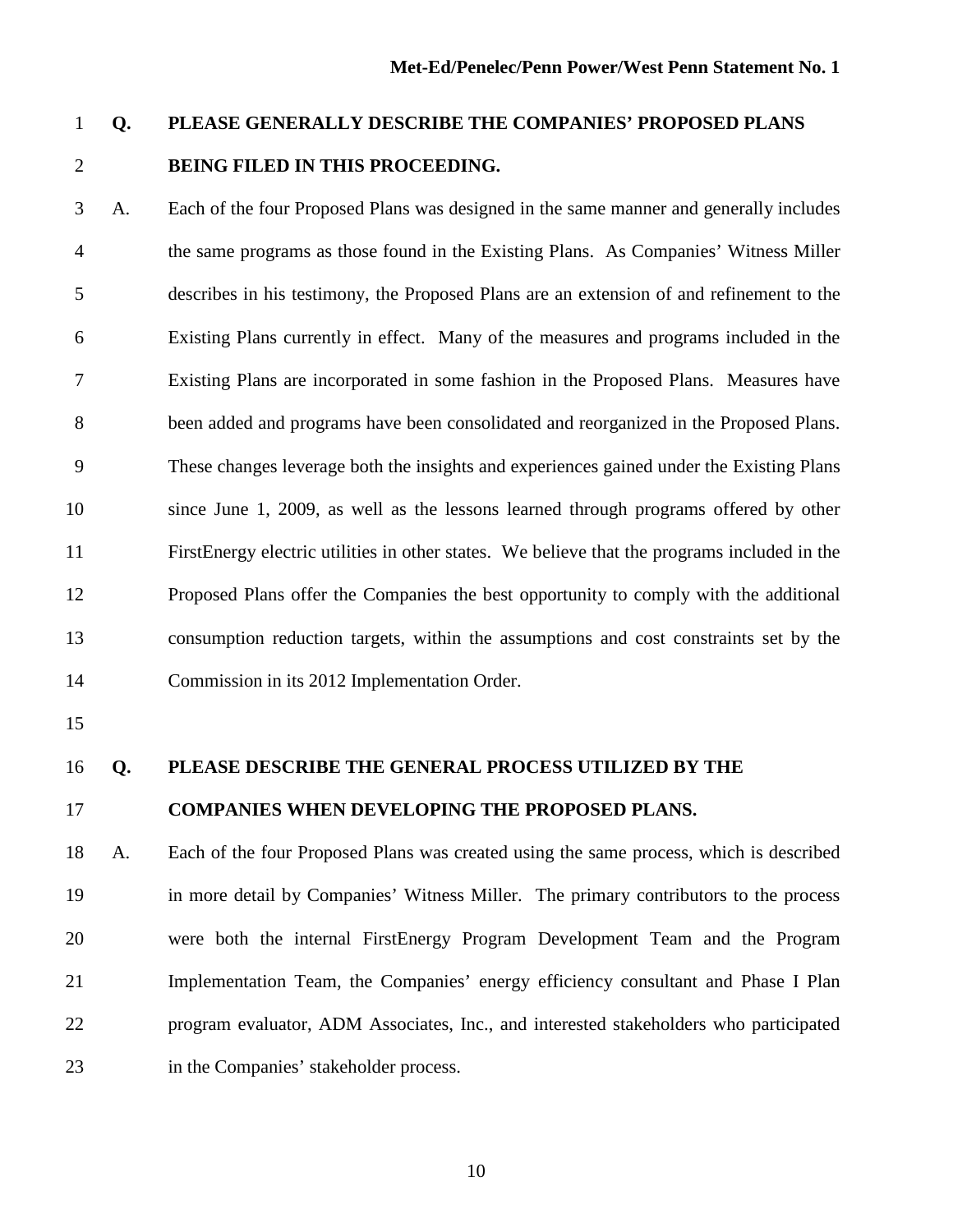**Q. PLEASE GENERALLY DESCRIBE THE COMPANIES' PROPOSED PLANS BEING FILED IN THIS PROCEEDING.**

A. Each of the four Proposed Plans was designed in the same manner and generally includes the same programs as those found in the Existing Plans. As Companies' Witness Miller describes in his testimony, the Proposed Plans are an extension of and refinement to the Existing Plans currently in effect. Many of the measures and programs included in the Existing Plans are incorporated in some fashion in the Proposed Plans. Measures have been added and programs have been consolidated and reorganized in the Proposed Plans. These changes leverage both the insights and experiences gained under the Existing Plans since June 1, 2009, as well as the lessons learned through programs offered by other FirstEnergy electric utilities in other states. We believe that the programs included in the Proposed Plans offer the Companies the best opportunity to comply with the additional consumption reduction targets, within the assumptions and cost constraints set by the Commission in its 2012 Implementation Order.

**Q. PLEASE DESCRIBE THE GENERAL PROCESS UTILIZED BY THE COMPANIES WHEN DEVELOPING THE PROPOSED PLANS.**

A. Each of the four Proposed Plans was created using the same process, which is described in more detail by Companies' Witness Miller. The primary contributors to the process were both the internal FirstEnergy Program Development Team and the Program Implementation Team, the Companies' energy efficiency consultant and Phase I Plan program evaluator, ADM Associates, Inc., and interested stakeholders who participated in the Companies' stakeholder process.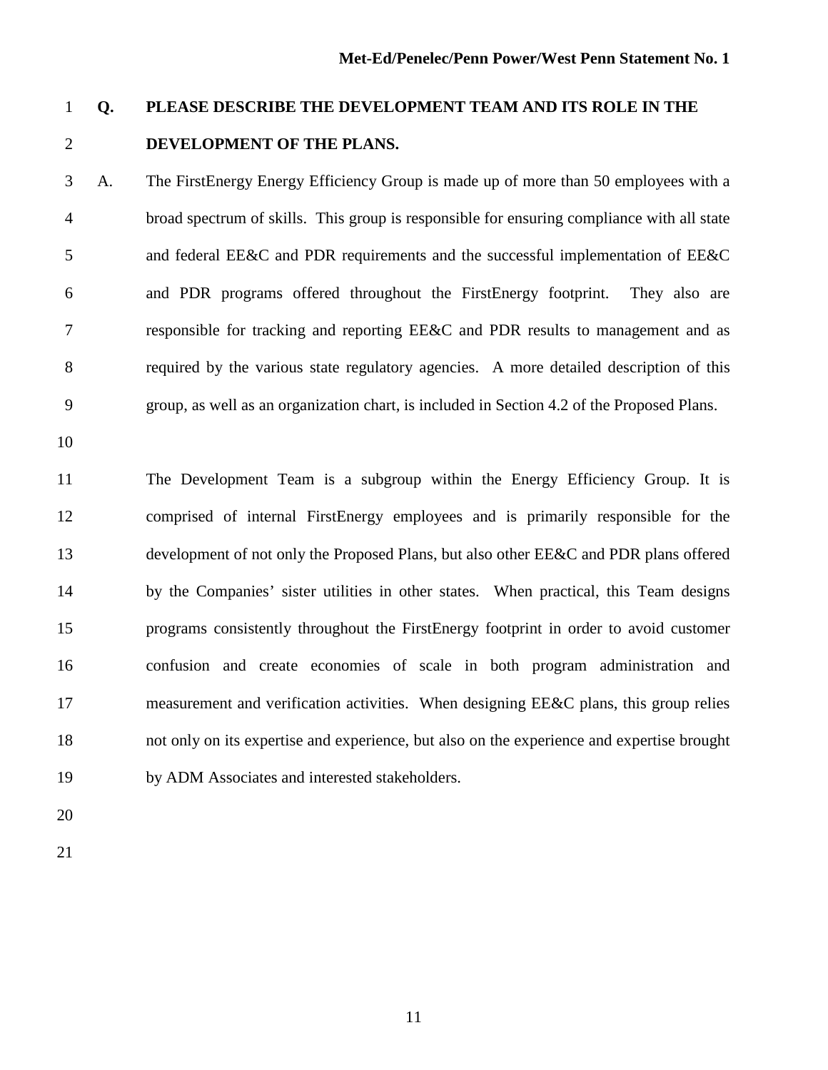**Q. PLEASE DESCRIBE THE DEVELOPMENT TEAM AND ITS ROLE IN THE DEVELOPMENT OF THE PLANS.**

A. The FirstEnergy Energy Efficiency Group is made up of more than 50 employees with a broad spectrum of skills. This group is responsible for ensuring compliance with all state and federal EE&C and PDR requirements and the successful implementation of EE&C and PDR programs offered throughout the FirstEnergy footprint. They also are responsible for tracking and reporting EE&C and PDR results to management and as required by the various state regulatory agencies. A more detailed description of this group, as well as an organization chart, is included in Section 4.2 of the Proposed Plans.

The Development Team is a subgroup within the Energy Efficiency Group. It is comprised of internal FirstEnergy employees and is primarily responsible for the development of not only the Proposed Plans, but also other EE&C and PDR plans offered by the Companies' sister utilities in other states. When practical, this Team designs programs consistently throughout the FirstEnergy footprint in order to avoid customer confusion and create economies of scale in both program administration and measurement and verification activities. When designing EE&C plans, this group relies not only on its expertise and experience, but also on the experience and expertise brought by ADM Associates and interested stakeholders.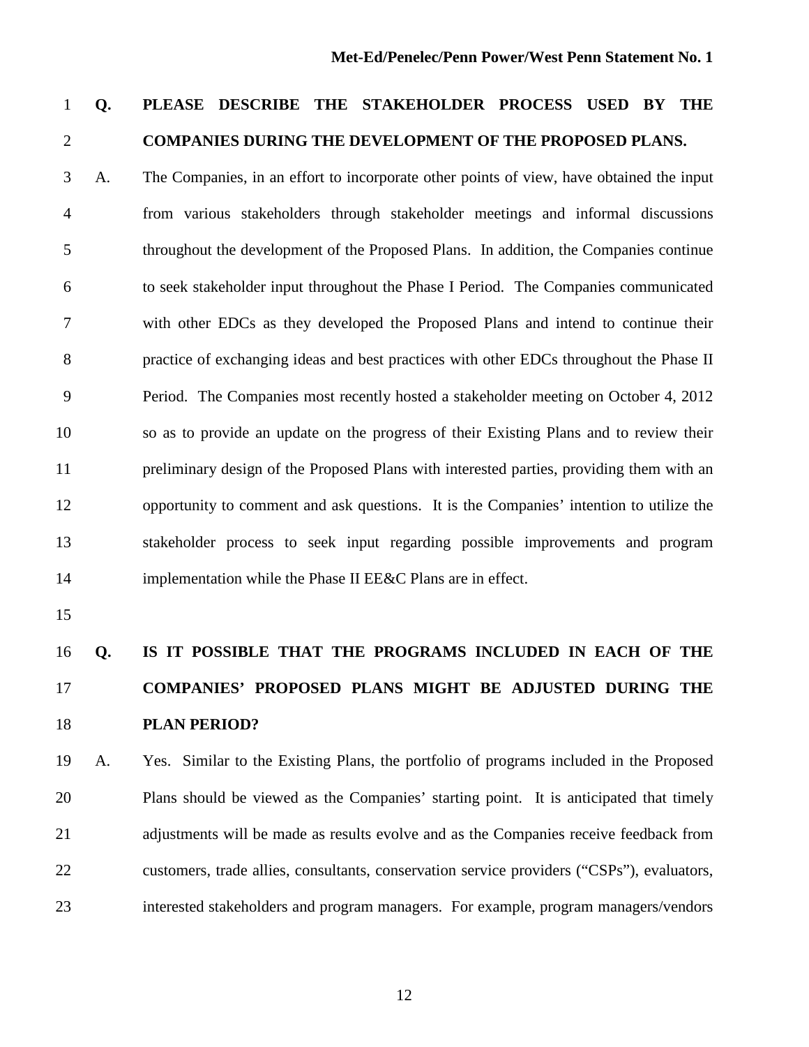**Q. PLEASE DESCRIBE THE STAKEHOLDER PROCESS USED BY THE COMPANIES DURING THE DEVELOPMENT OF THE PROPOSED PLANS.**

A. The Companies, in an effort to incorporate other points of view, have obtained the input from various stakeholders through stakeholder meetings and informal discussions throughout the development of the Proposed Plans. In addition, the Companies continue to seek stakeholder input throughout the Phase I Period. The Companies communicated with other EDCs as they developed the Proposed Plans and intend to continue their practice of exchanging ideas and best practices with other EDCs throughout the Phase II Period. The Companies most recently hosted a stakeholder meeting on October 4, 2012 so as to provide an update on the progress of their Existing Plans and to review their preliminary design of the Proposed Plans with interested parties, providing them with an opportunity to comment and ask questions. It is the Companies' intention to utilize the stakeholder process to seek input regarding possible improvements and program implementation while the Phase II EE&C Plans are in effect.

**Q. IS IT POSSIBLE THAT THE PROGRAMS INCLUDED IN EACH OF THE COMPANIES' PROPOSED PLANS MIGHT BE ADJUSTED DURING THE PLAN PERIOD?**

A. Yes. Similar to the Existing Plans, the portfolio of programs included in the Proposed Plans should be viewed as the Companies' starting point. It is anticipated that timely adjustments will be made as results evolve and as the Companies receive feedback from customers, trade allies, consultants, conservation service providers ("CSPs"), evaluators, interested stakeholders and program managers. For example, program managers/vendors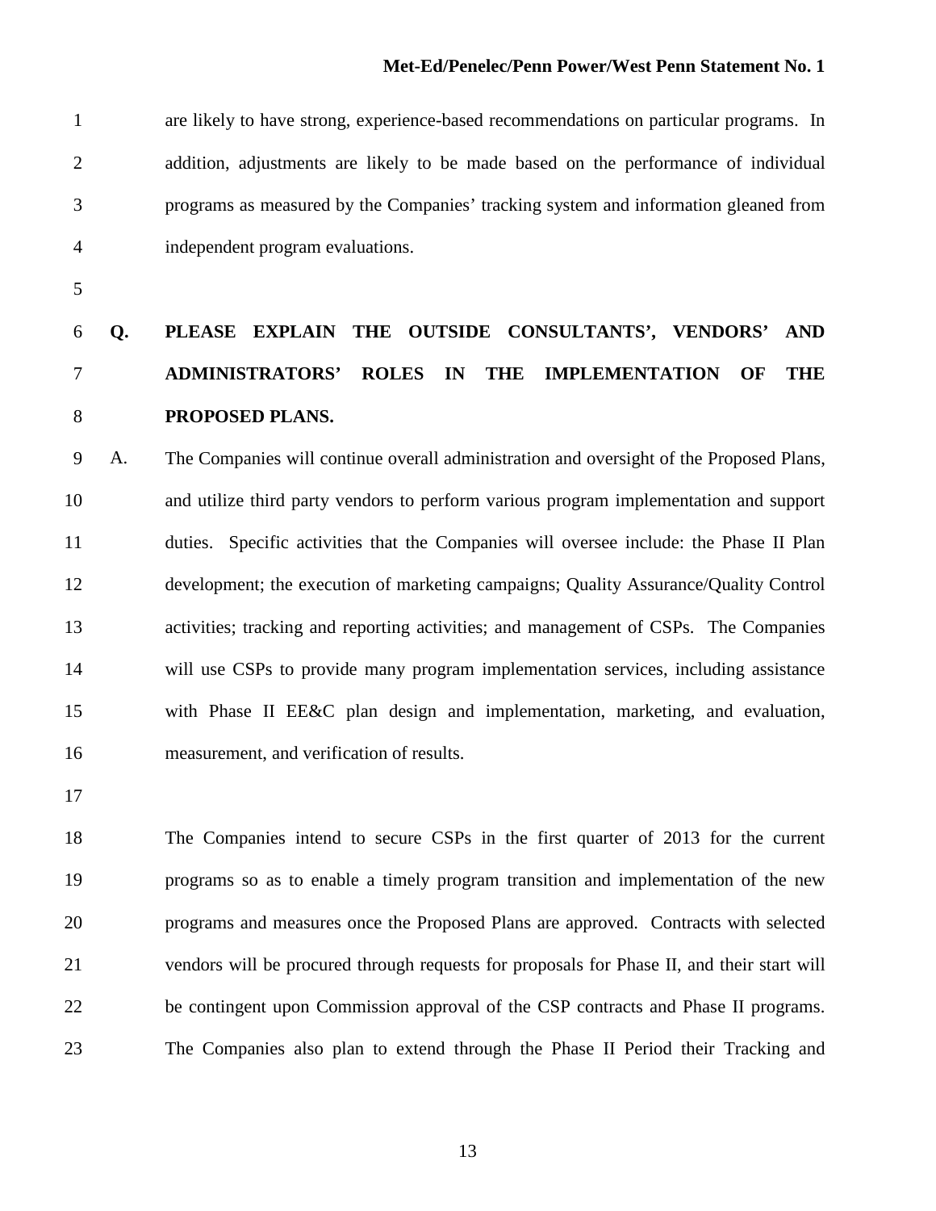are likely to have strong, experience-based recommendations on particular programs. In addition, adjustments are likely to be made based on the performance of individual programs as measured by the Companies' tracking system and information gleaned from independent program evaluations.

**Q. PLEASE EXPLAIN THE OUTSIDE CONSULTANTS', VENDORS' AND ADMINISTRATORS' ROLES IN THE IMPLEMENTATION OF THE PROPOSED PLANS.**

A. The Companies will continue overall administration and oversight of the Proposed Plans, and utilize third party vendors to perform various program implementation and support duties. Specific activities that the Companies will oversee include: the Phase II Plan development; the execution of marketing campaigns; Quality Assurance/Quality Control activities; tracking and reporting activities; and management of CSPs. The Companies will use CSPs to provide many program implementation services, including assistance with Phase II EE&C plan design and implementation, marketing, and evaluation, measurement, and verification of results.

The Companies intend to secure CSPs in the first quarter of 2013 for the current programs so as to enable a timely program transition and implementation of the new programs and measures once the Proposed Plans are approved. Contracts with selected vendors will be procured through requests for proposals for Phase II, and their start will be contingent upon Commission approval of the CSP contracts and Phase II programs. The Companies also plan to extend through the Phase II Period their Tracking and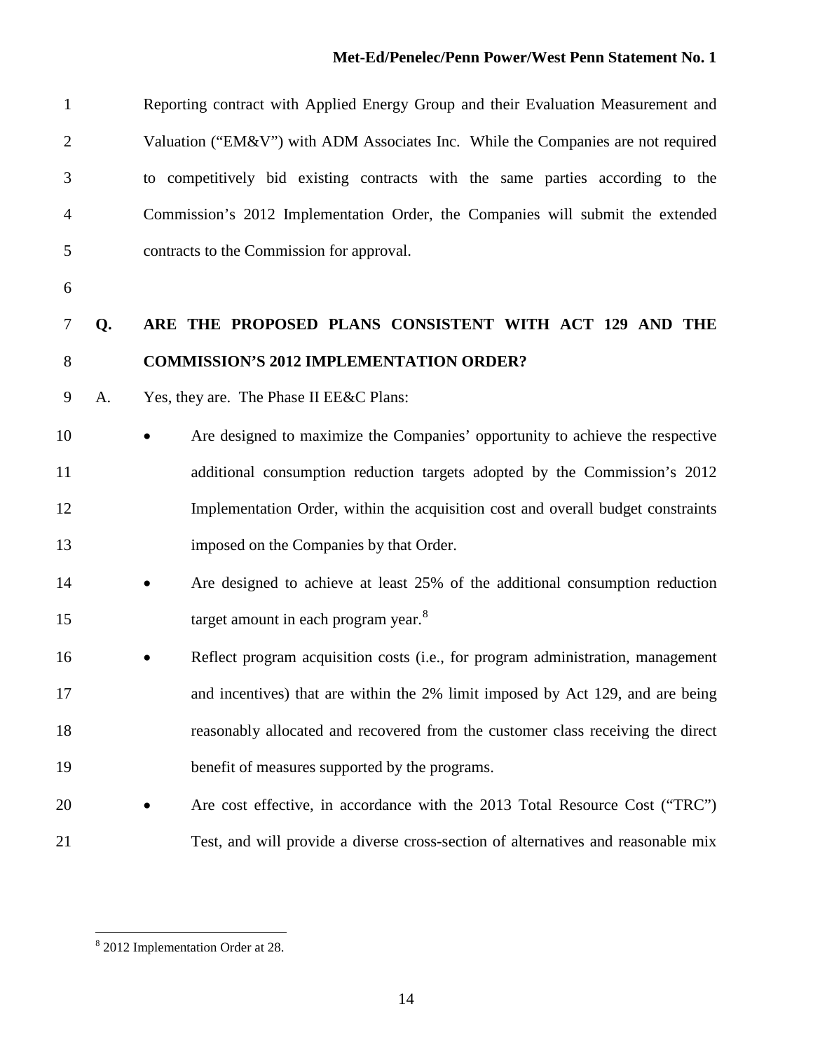Reporting contract with Applied Energy Group and their Evaluation Measurement and Valuation ("EM&V") with ADM Associates Inc. While the Companies are not required to competitively bid existing contracts with the same parties according to the Commission's 2012 Implementation Order, the Companies will submit the extended contracts to the Commission for approval.

**Q. ARE THE PROPOSED PLANS CONSISTENT WITH ACT 129 AND THE COMMISSION'S 2012 IMPLEMENTATION ORDER?**

A. Yes, they are. The Phase II EE&C Plans:

- Are designed to maximize the Companies' opportunity to achieve the respective additional consumption reduction targets adopted by the Commission's 2012 Implementation Order, within the acquisition cost and overall budget constraints imposed on the Companies by that Order.
- Are designed to achieve at least 25% of the additional consumption reduction target amount in each program year.[8]
- Reflect program acquisition costs (i.e., for program administration, management and incentives) that are within the 2% limit imposed by Act 129, and are being reasonably allocated and recovered from the customer class receiving the direct benefit of measures supported by the programs.
- Are cost effective, in accordance with the 2013 Total Resource Cost ("TRC") Test, and will provide a diverse cross-section of alternatives and reasonable mix

[8] 2012 Implementation Order at 28.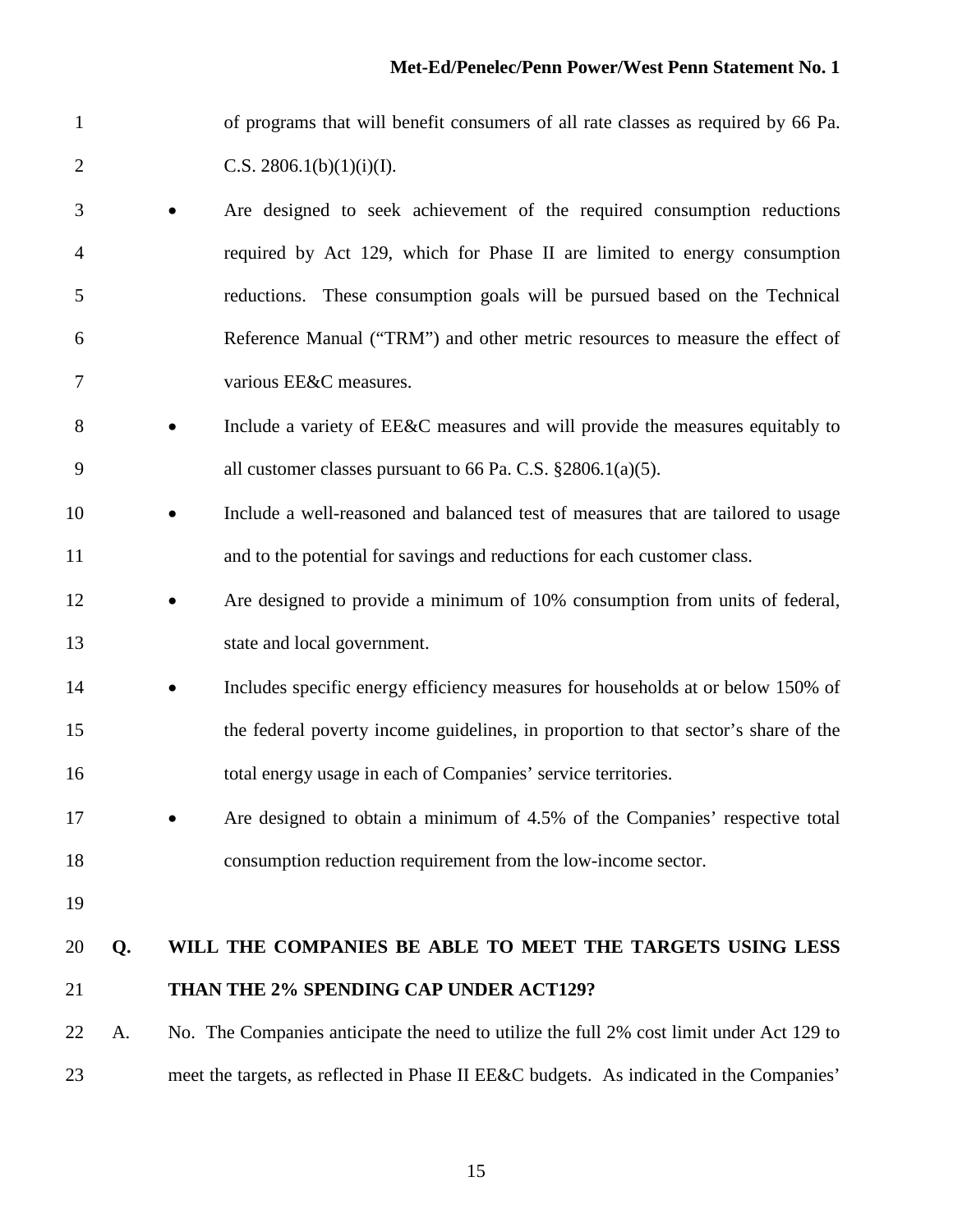of programs that will benefit consumers of all rate classes as required by 66 Pa. C.S. 2806.1(b)(1)(i)(I).

- Are designed to seek achievement of the required consumption reductions required by Act 129, which for Phase II are limited to energy consumption reductions. These consumption goals will be pursued based on the Technical Reference Manual ("TRM") and other metric resources to measure the effect of various EE&C measures.
- Include a variety of EE&C measures and will provide the measures equitably to all customer classes pursuant to 66 Pa. C.S. §2806.1(a)(5).
- Include a well-reasoned and balanced test of measures that are tailored to usage and to the potential for savings and reductions for each customer class.
- Are designed to provide a minimum of 10% consumption from units of federal, state and local government.
- Includes specific energy efficiency measures for households at or below 150% of the federal poverty income guidelines, in proportion to that sector's share of the total energy usage in each of Companies' service territories.
- Are designed to obtain a minimum of 4.5% of the Companies' respective total consumption reduction requirement from the low-income sector.

**Q. WILL THE COMPANIES BE ABLE TO MEET THE TARGETS USING LESS THAN THE 2% SPENDING CAP UNDER ACT129?**

A. No. The Companies anticipate the need to utilize the full 2% cost limit under Act 129 to meet the targets, as reflected in Phase II EE&C budgets. As indicated in the Companies'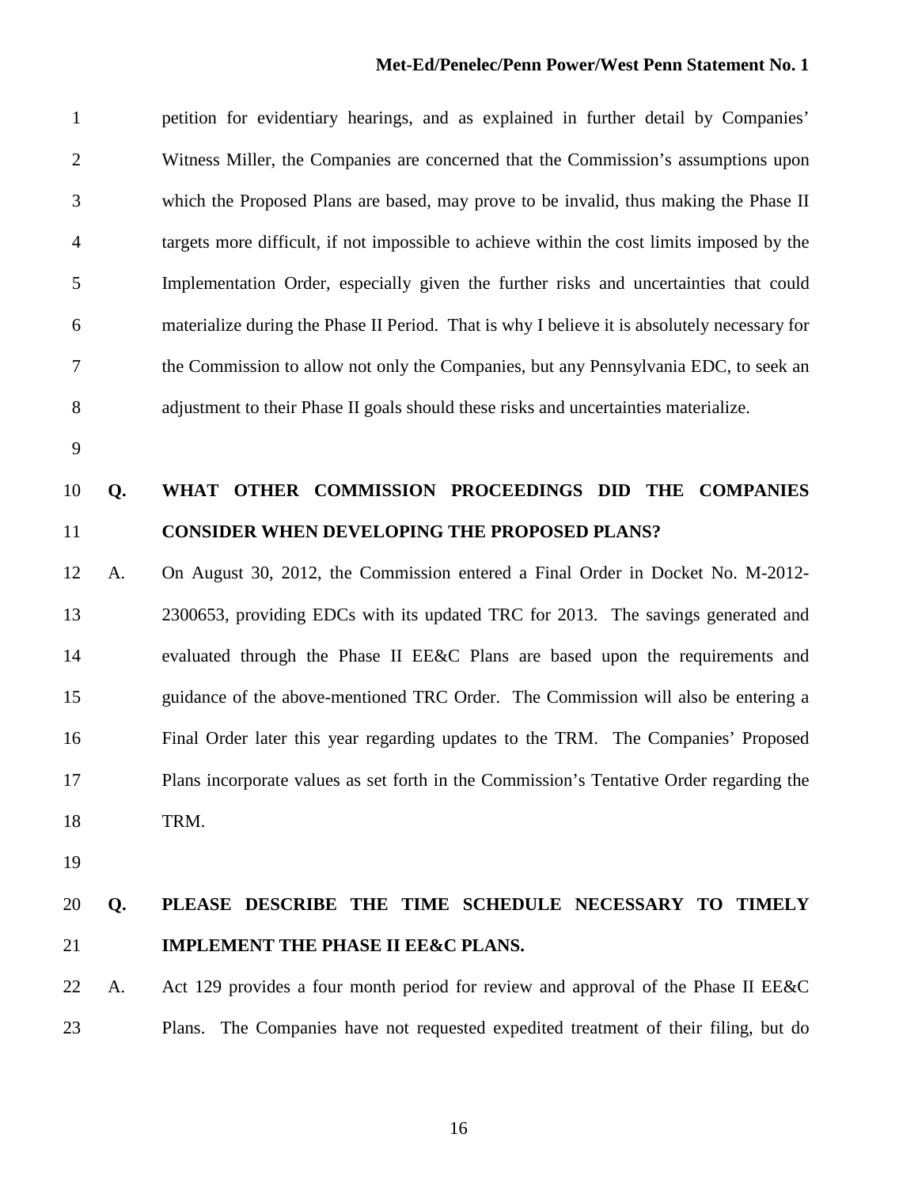petition for evidentiary hearings, and as explained in further detail by Companies' Witness Miller, the Companies are concerned that the Commission's assumptions upon which the Proposed Plans are based, may prove to be invalid, thus making the Phase II targets more difficult, if not impossible to achieve within the cost limits imposed by the Implementation Order, especially given the further risks and uncertainties that could materialize during the Phase II Period. That is why I believe it is absolutely necessary for the Commission to allow not only the Companies, but any Pennsylvania EDC, to seek an adjustment to their Phase II goals should these risks and uncertainties materialize.

**Q. WHAT OTHER COMMISSION PROCEEDINGS DID THE COMPANIES CONSIDER WHEN DEVELOPING THE PROPOSED PLANS?**

A. On August 30, 2012, the Commission entered a Final Order in Docket No. M-2012-2300653, providing EDCs with its updated TRC for 2013. The savings generated and evaluated through the Phase II EE&C Plans are based upon the requirements and guidance of the above-mentioned TRC Order. The Commission will also be entering a Final Order later this year regarding updates to the TRM. The Companies' Proposed Plans incorporate values as set forth in the Commission's Tentative Order regarding the TRM.

**Q. PLEASE DESCRIBE THE TIME SCHEDULE NECESSARY TO TIMELY IMPLEMENT THE PHASE II EE&C PLANS.**

A. Act 129 provides a four month period for review and approval of the Phase II EE&C Plans. The Companies have not requested expedited treatment of their filing, but do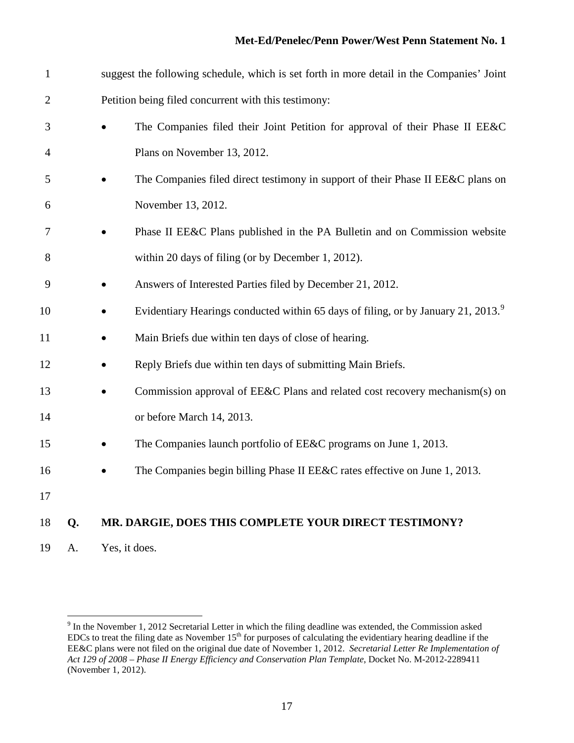suggest the following schedule, which is set forth in more detail in the Companies' Joint Petition being filed concurrent with this testimony:

- The Companies filed their Joint Petition for approval of their Phase II EE&C Plans on November 13, 2012.
- The Companies filed direct testimony in support of their Phase II EE&C plans on November 13, 2012.
- Phase II EE&C Plans published in the PA Bulletin and on Commission website within 20 days of filing (or by December 1, 2012).
- Answers of Interested Parties filed by December 21, 2012.
- Evidentiary Hearings conducted within 65 days of filing, or by January 21, 2013.[9]
- Main Briefs due within ten days of close of hearing.
- Reply Briefs due within ten days of submitting Main Briefs.
- Commission approval of EE&C Plans and related cost recovery mechanism(s) on or before March 14, 2013.
- The Companies launch portfolio of EE&C programs on June 1, 2013.
- The Companies begin billing Phase II EE&C rates effective on June 1, 2013.

**Q. MR. DARGIE, DOES THIS COMPLETE YOUR DIRECT TESTIMONY?**

A. Yes, it does.

[9] In the November 1, 2012 Secretarial Letter in which the filing deadline was extended, the Commission asked EDCs to treat the filing date as November 15th for purposes of calculating the evidentiary hearing deadline if the EE&C plans were not filed on the original due date of November 1, 2012. *Secretarial Letter Re Implementation of Act 129 of 2008 – Phase II Energy Efficiency and Conservation Plan Template*, Docket No. M-2012-2289411 (November 1, 2012).